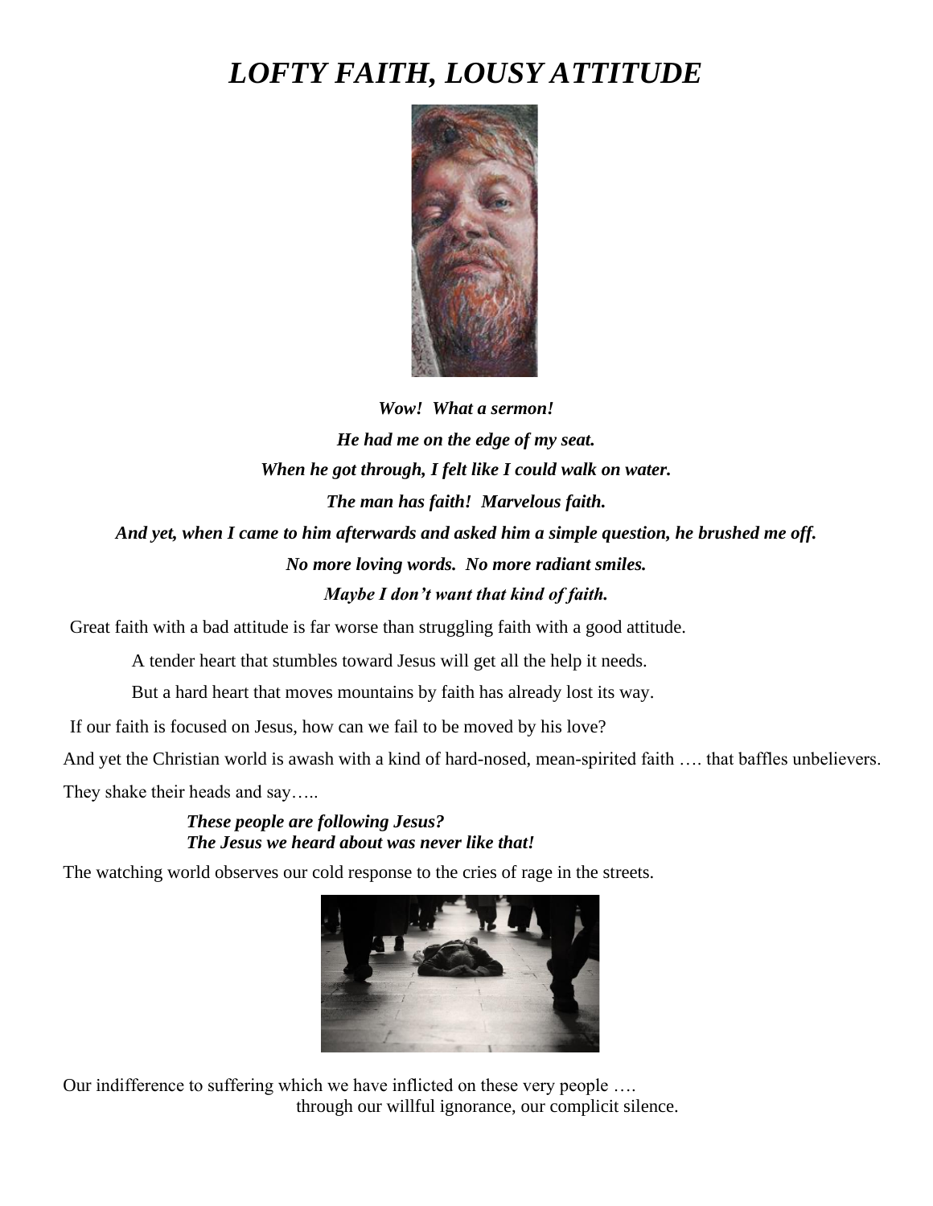# *LOFTY FAITH, LOUSY ATTITUDE*

***Wow! What a sermon!***

***He had me on the edge of my seat.***

***When he got through, I felt like I could walk on water.***

***The man has faith! Marvelous faith.***

***And yet, when I came to him afterwards and asked him a simple question, he brushed me off.***

***No more loving words. No more radiant smiles.***

***Maybe I don't want that kind of faith.***

Great faith with a bad attitude is far worse than struggling faith with a good attitude.

A tender heart that stumbles toward Jesus will get all the help it needs.

But a hard heart that moves mountains by faith has already lost its way.

If our faith is focused on Jesus, how can we fail to be moved by his love?

And yet the Christian world is awash with a kind of hard-nosed, mean-spirited faith …. that baffles unbelievers.

They shake their heads and say…..

***These people are following Jesus?***
***The Jesus we heard about was never like that!***

The watching world observes our cold response to the cries of rage in the streets.

Our indifference to suffering which we have inflicted on these very people ….
through our willful ignorance, our complicit silence.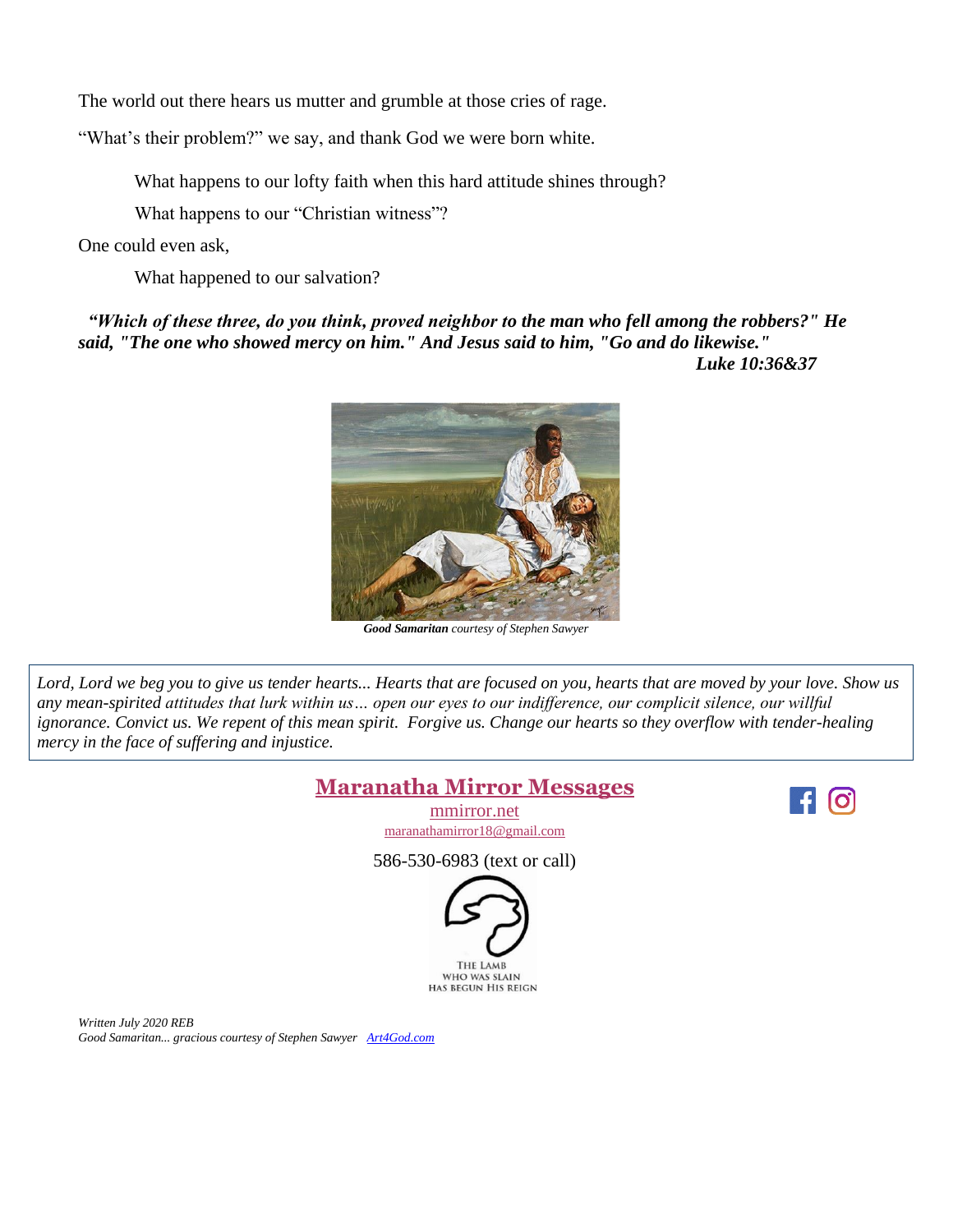The world out there hears us mutter and grumble at those cries of rage.

"What's their problem?" we say, and thank God we were born white.

What happens to our lofty faith when this hard attitude shines through?

What happens to our "Christian witness"?

One could even ask,

What happened to our salvation?

***"Which of these three, do you think, proved neighbor to the man who fell among the robbers?" He said, "The one who showed mercy on him." And Jesus said to him, "Go and do likewise."***
***Luke 10:36&37***

***Good Samaritan*** *courtesy of Stephen Sawyer*

*Lord, Lord we beg you to give us tender hearts... Hearts that are focused on you, hearts that are moved by your love. Show us any mean-spirited attitudes that lurk within us… open our eyes to our indifference, our complicit silence, our willful ignorance. Convict us. We repent of this mean spirit. Forgive us. Change our hearts so they overflow with tender-healing mercy in the face of suffering and injustice.*

**Maranatha Mirror Messages**

mmirror.net

maranathamirror18@gmail.com

586-530-6983 (text or call)

THE LAMB WHO WAS SLAIN HAS BEGUN HIS REIGN

*Written July 2020 REB*
*Good Samaritan... gracious courtesy of Stephen Sawyer Art4God.com*